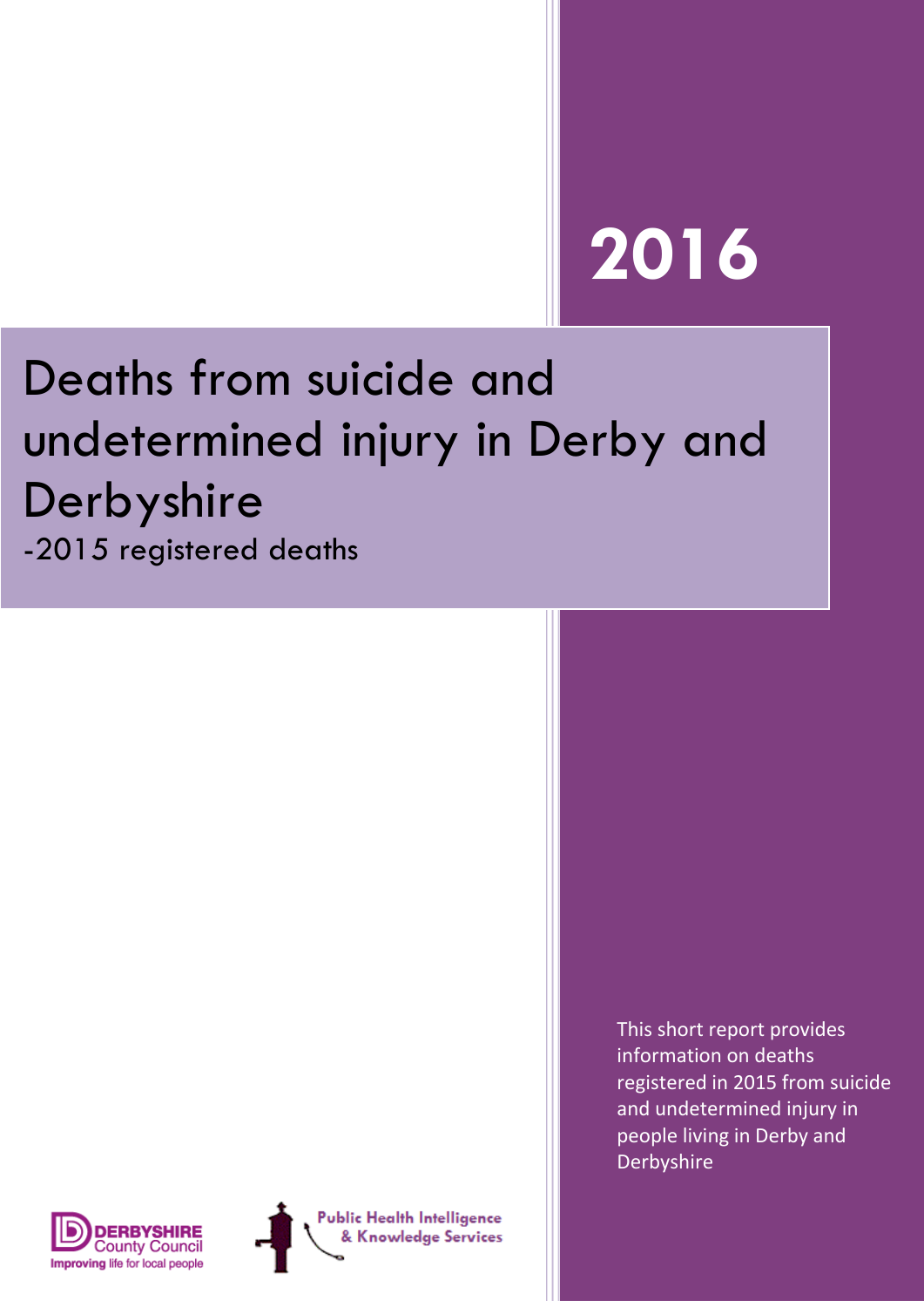2016

# Deaths from suicide and undetermined injury in Derby and Derbyshire

-2015 registered deaths

This short report provides information on deaths registered in 2015 from suicide and undetermined injury in people living in Derby and Derbyshire

DERBYSHIRE County Council
Improving life for local people

Public Health Intelligence & Knowledge Services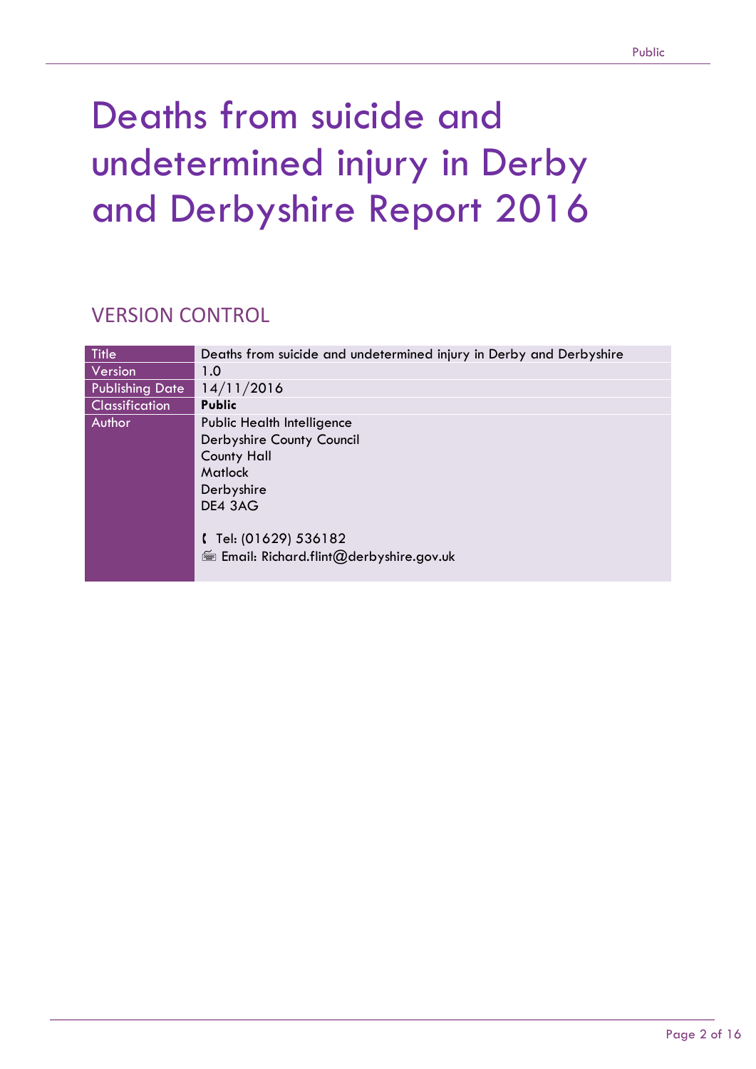# Deaths from suicide and undetermined injury in Derby and Derbyshire Report 2016

## VERSION CONTROL

| | |
|---|---|
| Title | Deaths from suicide and undetermined injury in Derby and Derbyshire |
| Version | 1.0 |
| Publishing Date | 14/11/2016 |
| Classification | **Public** |
| Author | Public Health Intelligence<br>Derbyshire County Council<br>County Hall<br>Matlock<br>Derbyshire<br>DE4 3AG<br><br>Tel: (01629) 536182<br>Email: Richard.flint@derbyshire.gov.uk |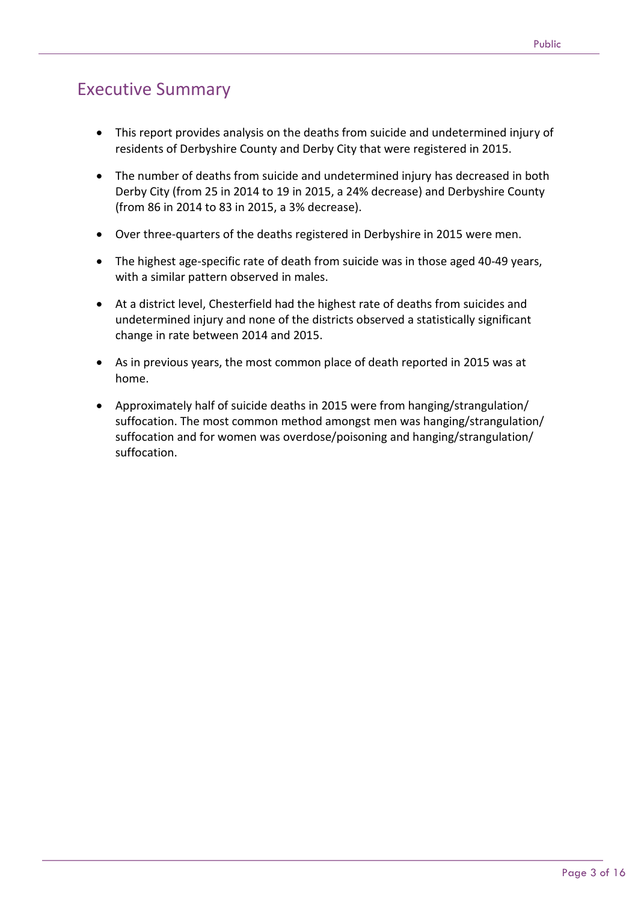## Executive Summary

- This report provides analysis on the deaths from suicide and undetermined injury of residents of Derbyshire County and Derby City that were registered in 2015.
- The number of deaths from suicide and undetermined injury has decreased in both Derby City (from 25 in 2014 to 19 in 2015, a 24% decrease) and Derbyshire County (from 86 in 2014 to 83 in 2015, a 3% decrease).
- Over three-quarters of the deaths registered in Derbyshire in 2015 were men.
- The highest age-specific rate of death from suicide was in those aged 40-49 years, with a similar pattern observed in males.
- At a district level, Chesterfield had the highest rate of deaths from suicides and undetermined injury and none of the districts observed a statistically significant change in rate between 2014 and 2015.
- As in previous years, the most common place of death reported in 2015 was at home.
- Approximately half of suicide deaths in 2015 were from hanging/strangulation/ suffocation. The most common method amongst men was hanging/strangulation/ suffocation and for women was overdose/poisoning and hanging/strangulation/ suffocation.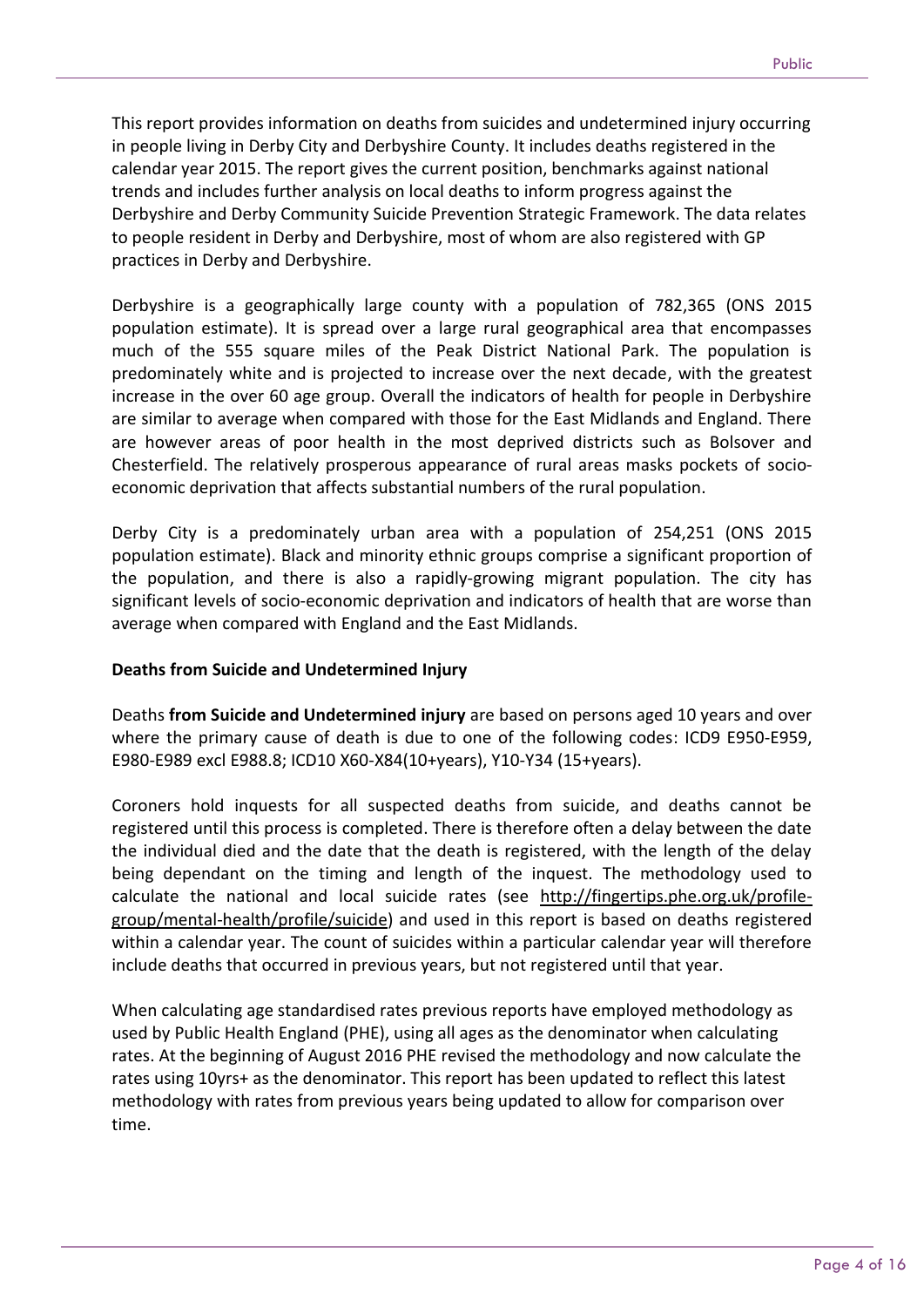This report provides information on deaths from suicides and undetermined injury occurring in people living in Derby City and Derbyshire County. It includes deaths registered in the calendar year 2015. The report gives the current position, benchmarks against national trends and includes further analysis on local deaths to inform progress against the Derbyshire and Derby Community Suicide Prevention Strategic Framework. The data relates to people resident in Derby and Derbyshire, most of whom are also registered with GP practices in Derby and Derbyshire.

Derbyshire is a geographically large county with a population of 782,365 (ONS 2015 population estimate). It is spread over a large rural geographical area that encompasses much of the 555 square miles of the Peak District National Park. The population is predominately white and is projected to increase over the next decade, with the greatest increase in the over 60 age group. Overall the indicators of health for people in Derbyshire are similar to average when compared with those for the East Midlands and England. There are however areas of poor health in the most deprived districts such as Bolsover and Chesterfield. The relatively prosperous appearance of rural areas masks pockets of socio-economic deprivation that affects substantial numbers of the rural population.

Derby City is a predominately urban area with a population of 254,251 (ONS 2015 population estimate). Black and minority ethnic groups comprise a significant proportion of the population, and there is also a rapidly-growing migrant population. The city has significant levels of socio-economic deprivation and indicators of health that are worse than average when compared with England and the East Midlands.

**Deaths from Suicide and Undetermined Injury**

Deaths **from Suicide and Undetermined injury** are based on persons aged 10 years and over where the primary cause of death is due to one of the following codes: ICD9 E950-E959, E980-E989 excl E988.8; ICD10 X60-X84(10+years), Y10-Y34 (15+years).

Coroners hold inquests for all suspected deaths from suicide, and deaths cannot be registered until this process is completed. There is therefore often a delay between the date the individual died and the date that the death is registered, with the length of the delay being dependant on the timing and length of the inquest. The methodology used to calculate the national and local suicide rates (see http://fingertips.phe.org.uk/profile-group/mental-health/profile/suicide) and used in this report is based on deaths registered within a calendar year. The count of suicides within a particular calendar year will therefore include deaths that occurred in previous years, but not registered until that year.

When calculating age standardised rates previous reports have employed methodology as used by Public Health England (PHE), using all ages as the denominator when calculating rates. At the beginning of August 2016 PHE revised the methodology and now calculate the rates using 10yrs+ as the denominator. This report has been updated to reflect this latest methodology with rates from previous years being updated to allow for comparison over time.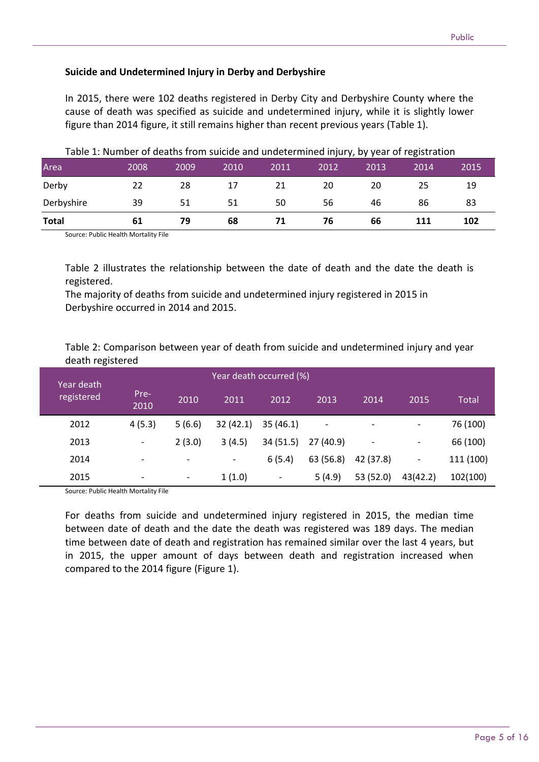**Suicide and Undetermined Injury in Derby and Derbyshire**

In 2015, there were 102 deaths registered in Derby City and Derbyshire County where the cause of death was specified as suicide and undetermined injury, while it is slightly lower figure than 2014 figure, it still remains higher than recent previous years (Table 1).

Table 1: Number of deaths from suicide and undetermined injury, by year of registration

| Area | 2008 | 2009 | 2010 | 2011 | 2012 | 2013 | 2014 | 2015 |
|---|---|---|---|---|---|---|---|---|
| Derby | 22 | 28 | 17 | 21 | 20 | 20 | 25 | 19 |
| Derbyshire | 39 | 51 | 51 | 50 | 56 | 46 | 86 | 83 |
| **Total** | **61** | **79** | **68** | **71** | **76** | **66** | **111** | **102** |

Source: Public Health Mortality File

Table 2 illustrates the relationship between the date of death and the date the death is registered.
The majority of deaths from suicide and undetermined injury registered in 2015 in Derbyshire occurred in 2014 and 2015.

Table 2: Comparison between year of death from suicide and undetermined injury and year death registered

| Year death registered | Year death occurred (%) | | | | | | | |
|---|---|---|---|---|---|---|---|---|
| | Pre-2010 | 2010 | 2011 | 2012 | 2013 | 2014 | 2015 | Total |
| 2012 | 4 (5.3) | 5 (6.6) | 32 (42.1) | 35 (46.1) | - | - | - | 76 (100) |
| 2013 | - | 2 (3.0) | 3 (4.5) | 34 (51.5) | 27 (40.9) | - | - | 66 (100) |
| 2014 | - | - | - | 6 (5.4) | 63 (56.8) | 42 (37.8) | - | 111 (100) |
| 2015 | - | - | 1 (1.0) | - | 5 (4.9) | 53 (52.0) | 43(42.2) | 102(100) |

Source: Public Health Mortality File

For deaths from suicide and undetermined injury registered in 2015, the median time between date of death and the date the death was registered was 189 days. The median time between date of death and registration has remained similar over the last 4 years, but in 2015, the upper amount of days between death and registration increased when compared to the 2014 figure (Figure 1).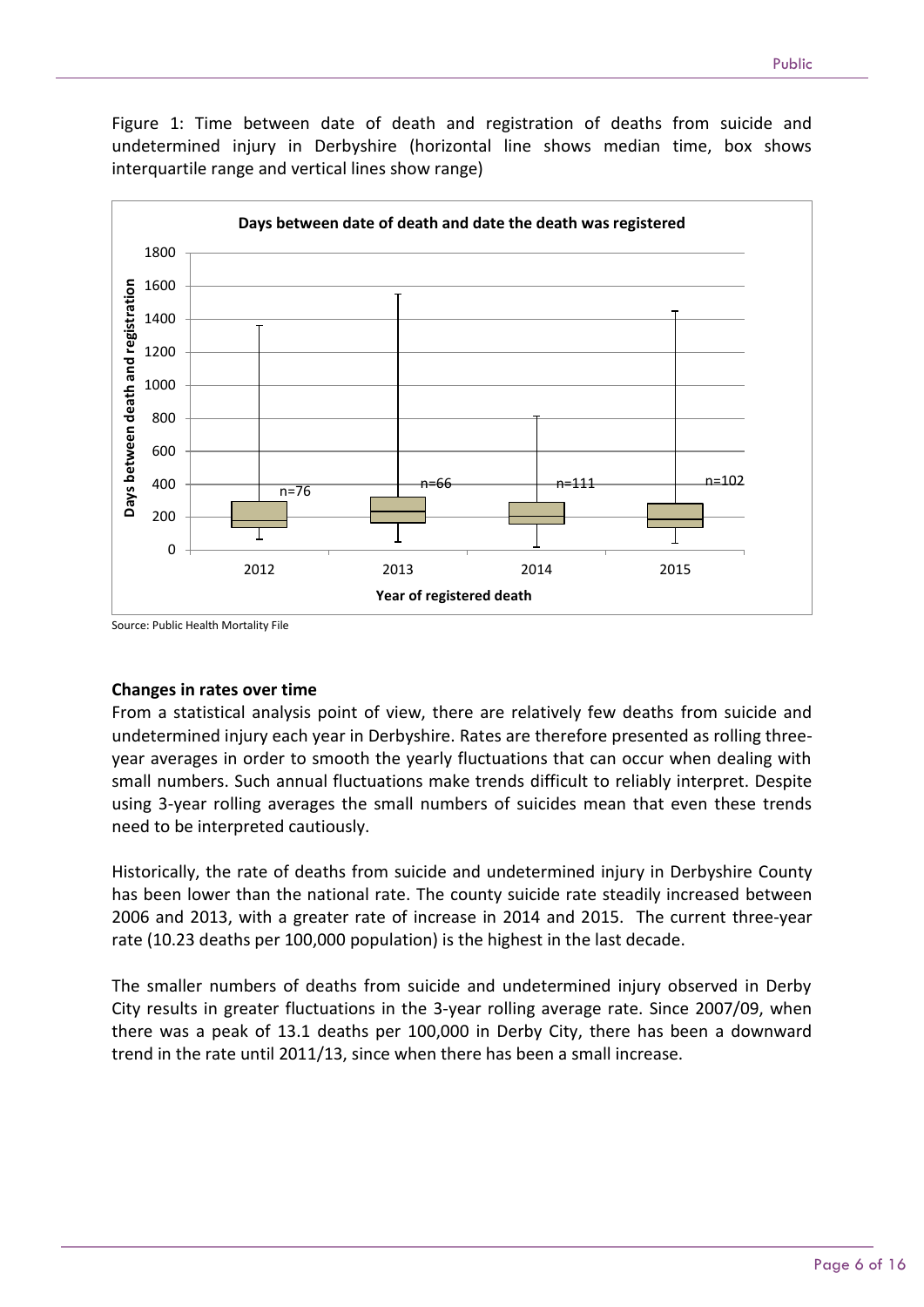Figure 1: Time between date of death and registration of deaths from suicide and undetermined injury in Derbyshire (horizontal line shows median time, box shows interquartile range and vertical lines show range)

Source: Public Health Mortality File

**Changes in rates over time**

From a statistical analysis point of view, there are relatively few deaths from suicide and undetermined injury each year in Derbyshire. Rates are therefore presented as rolling three-year averages in order to smooth the yearly fluctuations that can occur when dealing with small numbers. Such annual fluctuations make trends difficult to reliably interpret. Despite using 3-year rolling averages the small numbers of suicides mean that even these trends need to be interpreted cautiously.

Historically, the rate of deaths from suicide and undetermined injury in Derbyshire County has been lower than the national rate. The county suicide rate steadily increased between 2006 and 2013, with a greater rate of increase in 2014 and 2015. The current three-year rate (10.23 deaths per 100,000 population) is the highest in the last decade.

The smaller numbers of deaths from suicide and undetermined injury observed in Derby City results in greater fluctuations in the 3-year rolling average rate. Since 2007/09, when there was a peak of 13.1 deaths per 100,000 in Derby City, there has been a downward trend in the rate until 2011/13, since when there has been a small increase.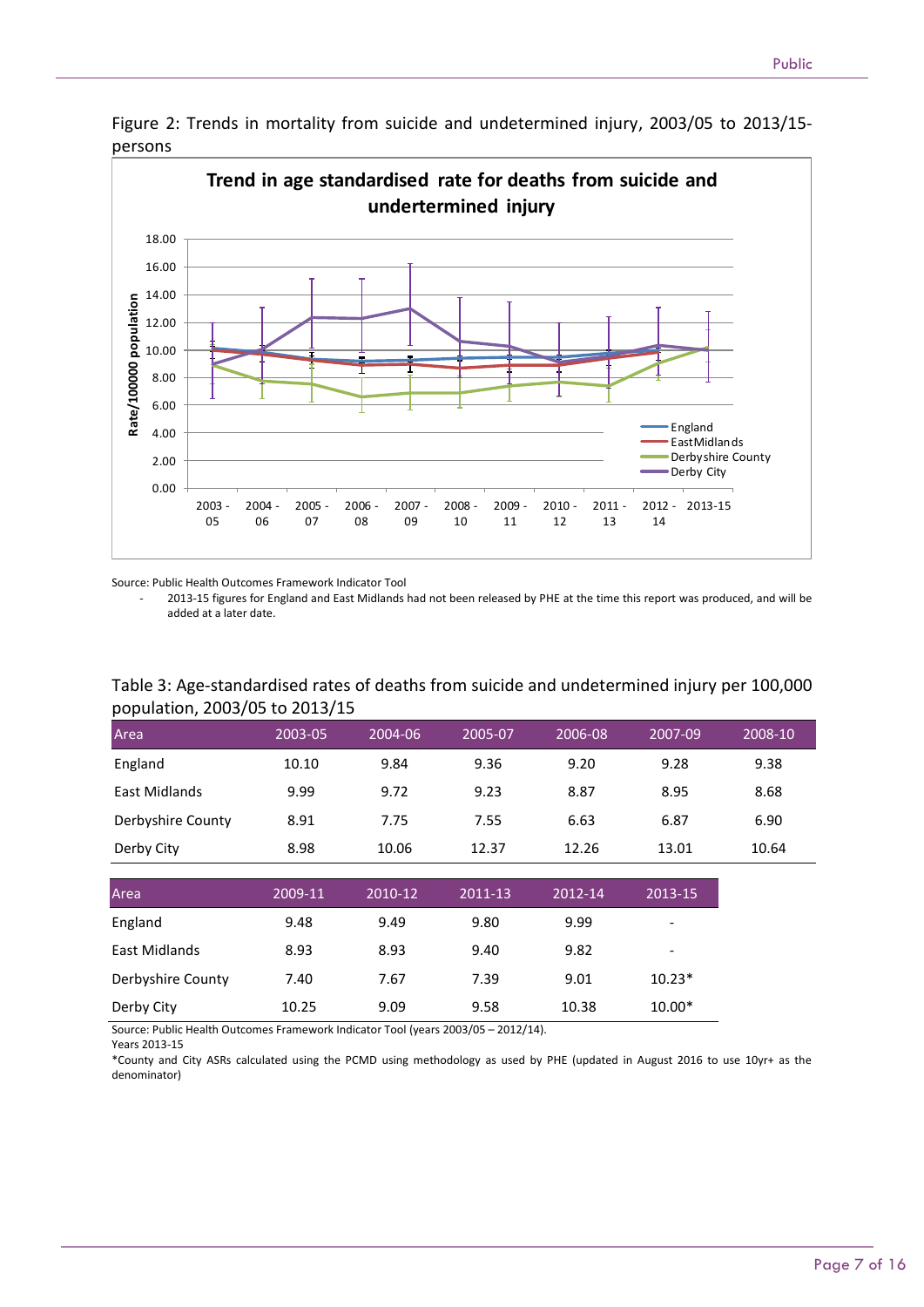Figure 2: Trends in mortality from suicide and undetermined injury, 2003/05 to 2013/15- persons

Source: Public Health Outcomes Framework Indicator Tool

- 2013-15 figures for England and East Midlands had not been released by PHE at the time this report was produced, and will be added at a later date.

Table 3: Age-standardised rates of deaths from suicide and undetermined injury per 100,000 population, 2003/05 to 2013/15

| Area | 2003-05 | 2004-06 | 2005-07 | 2006-08 | 2007-09 | 2008-10 | 2009-11 | 2010-12 | 2011-13 | 2012-14 | 2013-15 |
|---|---|---|---|---|---|---|---|---|---|---|---|
| England | 10.10 | 9.84 | 9.36 | 9.20 | 9.28 | 9.38 | 9.48 | 9.49 | 9.80 | 9.99 | - |
| East Midlands | 9.99 | 9.72 | 9.23 | 8.87 | 8.95 | 8.68 | 8.93 | 8.93 | 9.40 | 9.82 | - |
| Derbyshire County | 8.91 | 7.75 | 7.55 | 6.63 | 6.87 | 6.90 | 7.40 | 7.67 | 7.39 | 9.01 | 10.23* |
| Derby City | 8.98 | 10.06 | 12.37 | 12.26 | 13.01 | 10.64 | 10.25 | 9.09 | 9.58 | 10.38 | 10.00* |

Source: Public Health Outcomes Framework Indicator Tool (years 2003/05 – 2012/14).
Years 2013-15
*County and City ASRs calculated using the PCMD using methodology as used by PHE (updated in August 2016 to use 10yr+ as the denominator)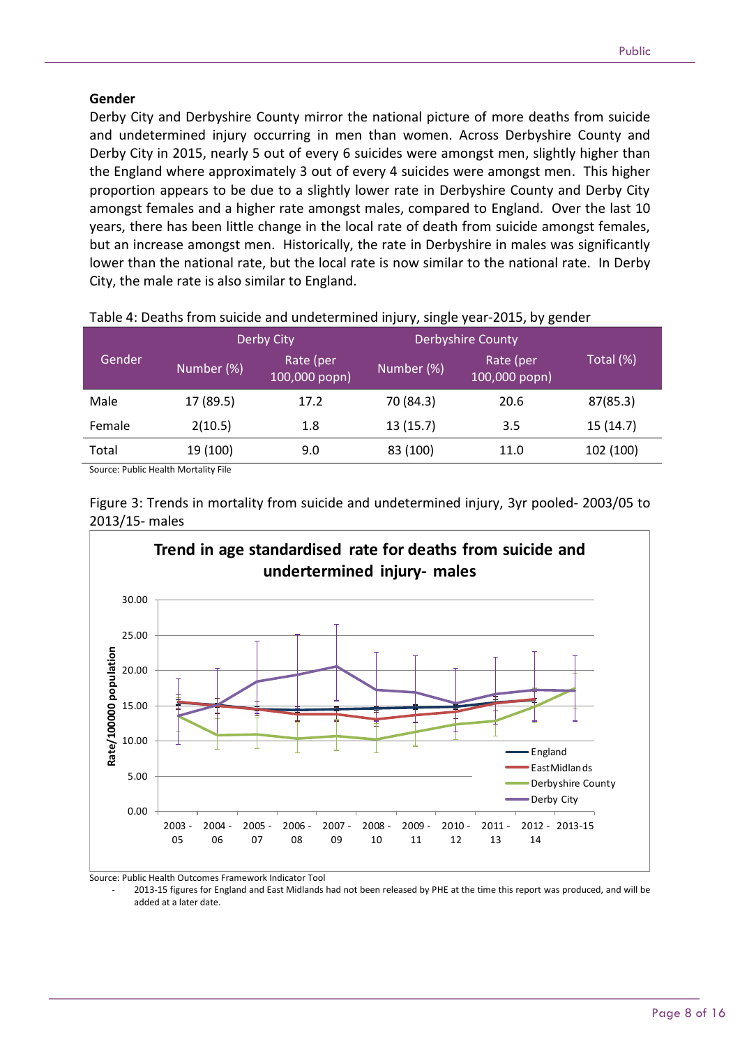### Gender

Derby City and Derbyshire County mirror the national picture of more deaths from suicide and undetermined injury occurring in men than women. Across Derbyshire County and Derby City in 2015, nearly 5 out of every 6 suicides were amongst men, slightly higher than the England where approximately 3 out of every 4 suicides were amongst men. This higher proportion appears to be due to a slightly lower rate in Derbyshire County and Derby City amongst females and a higher rate amongst males, compared to England. Over the last 10 years, there has been little change in the local rate of death from suicide amongst females, but an increase amongst men. Historically, the rate in Derbyshire in males was significantly lower than the national rate, but the local rate is now similar to the national rate. In Derby City, the male rate is also similar to England.

Table 4: Deaths from suicide and undetermined injury, single year-2015, by gender

| Gender | Derby City | | Derbyshire County | | Total (%) |
|---|---|---|---|---|---|
| | Number (%) | Rate (per 100,000 popn) | Number (%) | Rate (per 100,000 popn) | |
| Male | 17 (89.5) | 17.2 | 70 (84.3) | 20.6 | 87(85.3) |
| Female | 2(10.5) | 1.8 | 13 (15.7) | 3.5 | 15 (14.7) |
| Total | 19 (100) | 9.0 | 83 (100) | 11.0 | 102 (100) |

Source: Public Health Mortality File

Figure 3: Trends in mortality from suicide and undetermined injury, 3yr pooled- 2003/05 to 2013/15- males

**Trend in age standardised rate for deaths from suicide and undertermined injury- males**

Source: Public Health Outcomes Framework Indicator Tool

- 2013-15 figures for England and East Midlands had not been released by PHE at the time this report was produced, and will be added at a later date.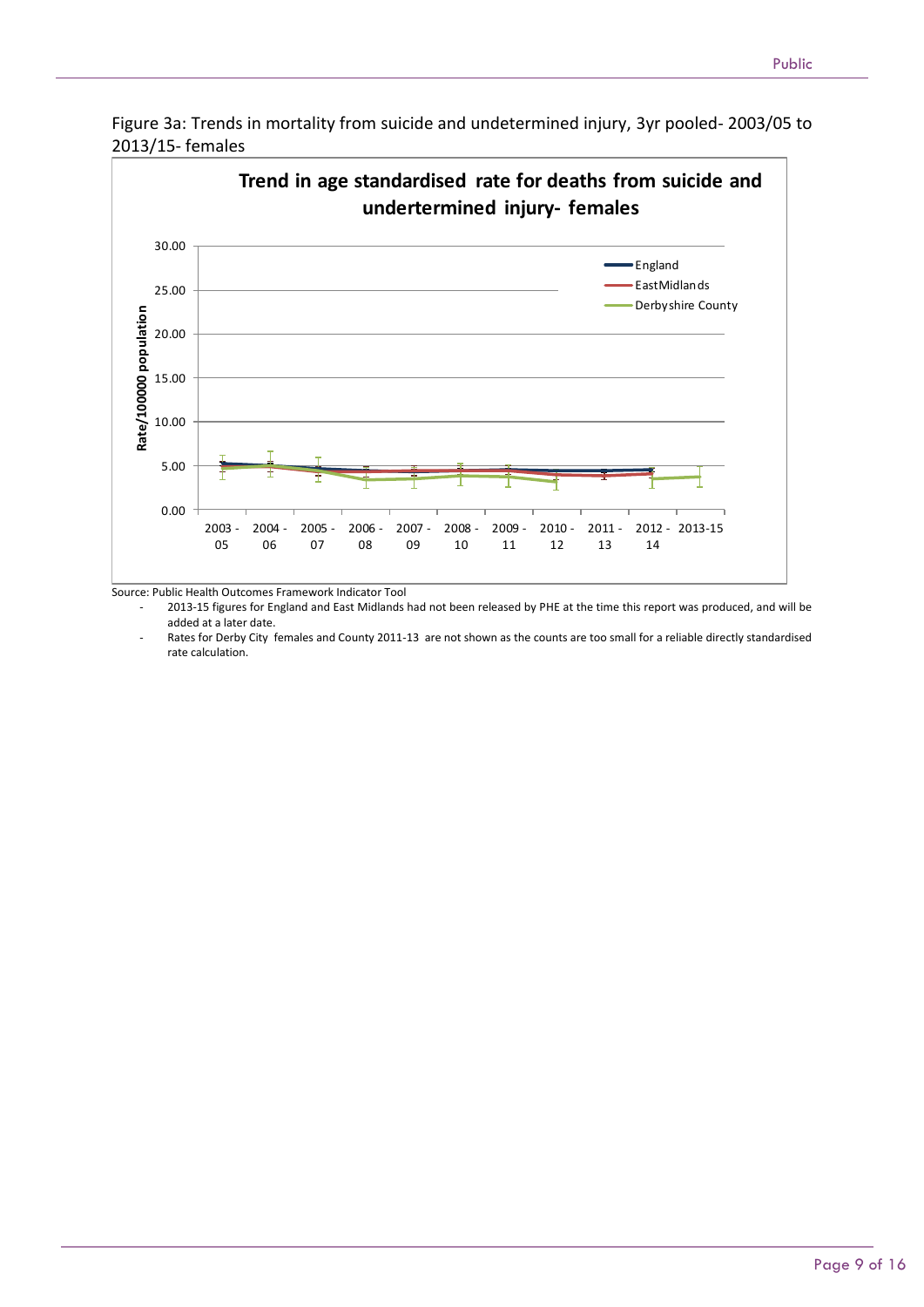Figure 3a: Trends in mortality from suicide and undetermined injury, 3yr pooled- 2003/05 to 2013/15- females

Source: Public Health Outcomes Framework Indicator Tool

- 2013-15 figures for England and East Midlands had not been released by PHE at the time this report was produced, and will be added at a later date.
- Rates for Derby City females and County 2011-13 are not shown as the counts are too small for a reliable directly standardised rate calculation.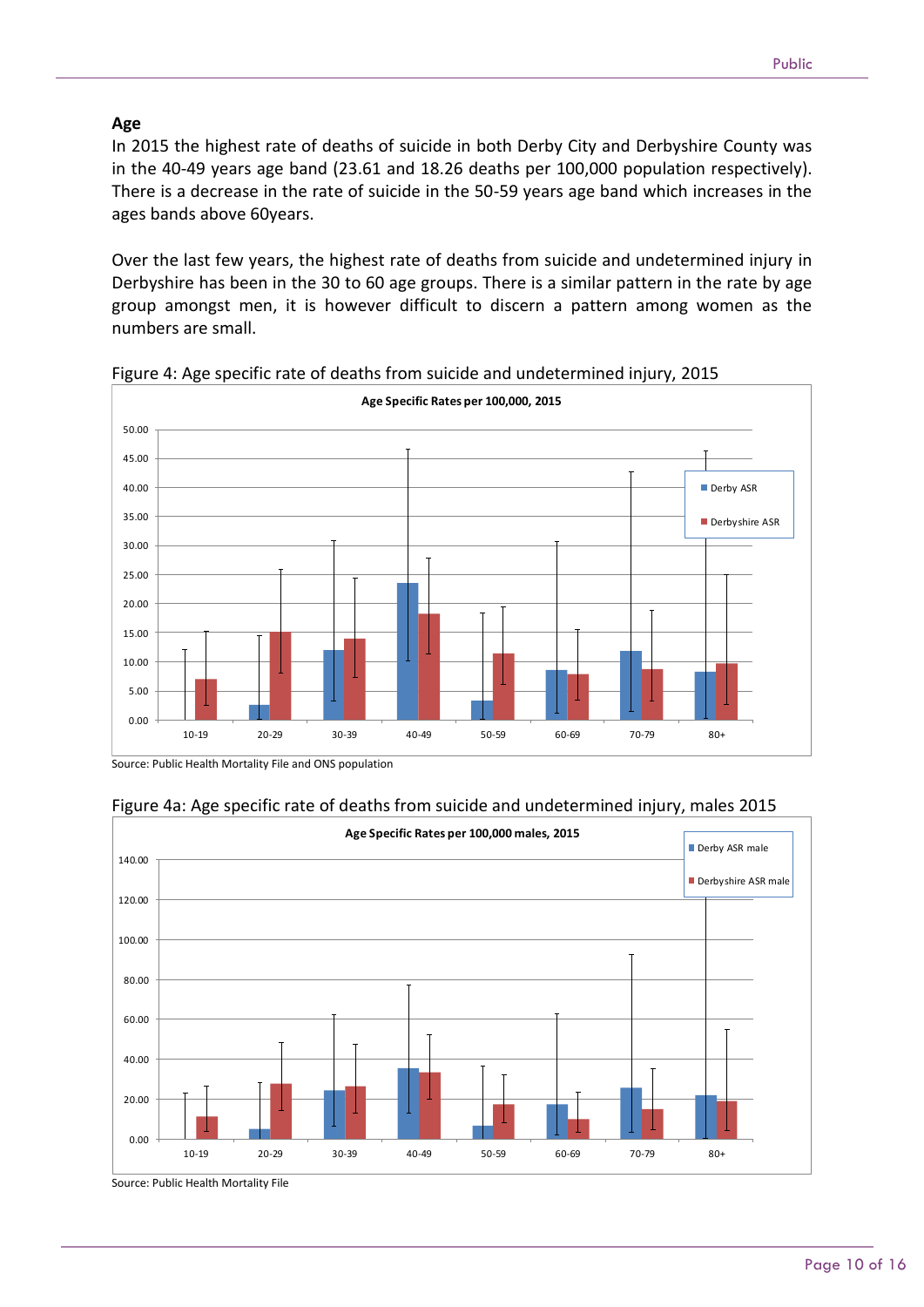## Age

In 2015 the highest rate of deaths of suicide in both Derby City and Derbyshire County was in the 40-49 years age band (23.61 and 18.26 deaths per 100,000 population respectively). There is a decrease in the rate of suicide in the 50-59 years age band which increases in the ages bands above 60years.

Over the last few years, the highest rate of deaths from suicide and undetermined injury in Derbyshire has been in the 30 to 60 age groups. There is a similar pattern in the rate by age group amongst men, it is however difficult to discern a pattern among women as the numbers are small.

Figure 4: Age specific rate of deaths from suicide and undetermined injury, 2015

Source: Public Health Mortality File and ONS population

Figure 4a: Age specific rate of deaths from suicide and undetermined injury, males 2015

Source: Public Health Mortality File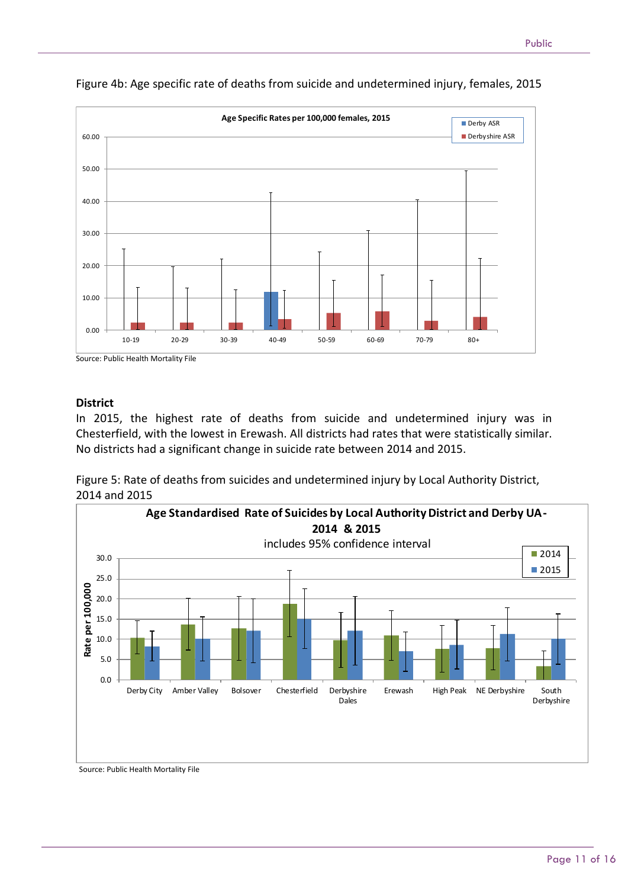Figure 4b: Age specific rate of deaths from suicide and undetermined injury, females, 2015

Source: Public Health Mortality File

**District**

In 2015, the highest rate of deaths from suicide and undetermined injury was in Chesterfield, with the lowest in Erewash. All districts had rates that were statistically similar. No districts had a significant change in suicide rate between 2014 and 2015.

Figure 5: Rate of deaths from suicides and undetermined injury by Local Authority District, 2014 and 2015

Source: Public Health Mortality File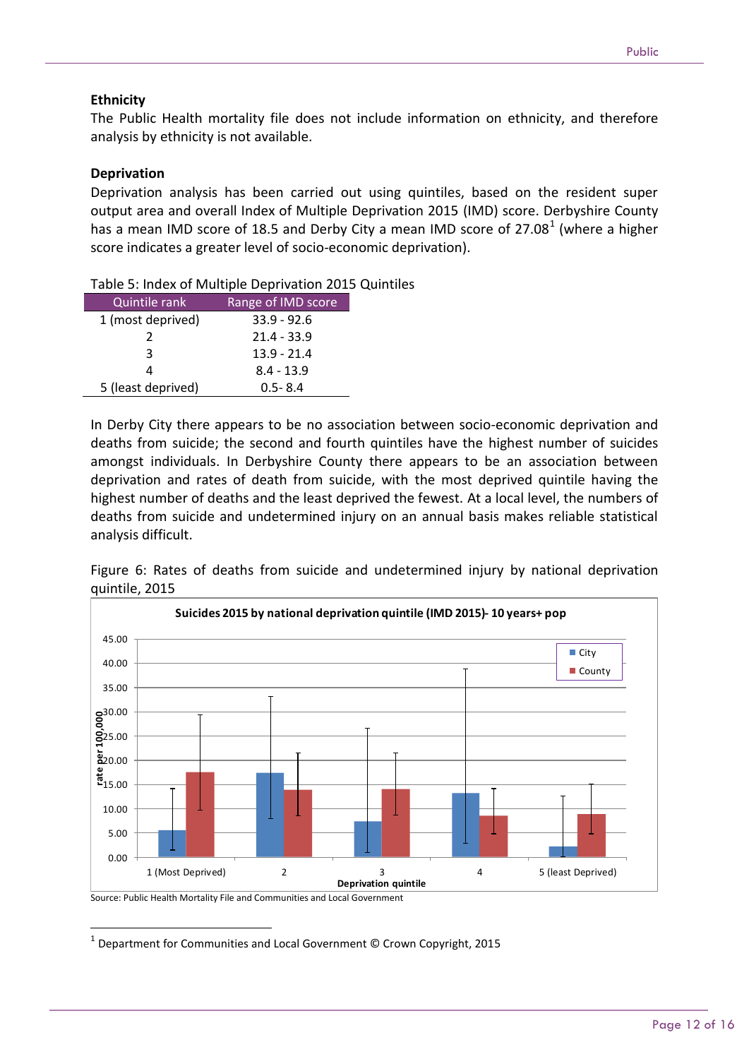**Ethnicity**

The Public Health mortality file does not include information on ethnicity, and therefore analysis by ethnicity is not available.

**Deprivation**

Deprivation analysis has been carried out using quintiles, based on the resident super output area and overall Index of Multiple Deprivation 2015 (IMD) score. Derbyshire County has a mean IMD score of 18.5 and Derby City a mean IMD score of 27.08[1] (where a higher score indicates a greater level of socio-economic deprivation).

Table 5: Index of Multiple Deprivation 2015 Quintiles

| Quintile rank | Range of IMD score |
|---|---|
| 1 (most deprived) | 33.9 - 92.6 |
| 2 | 21.4 - 33.9 |
| 3 | 13.9 - 21.4 |
| 4 | 8.4 - 13.9 |
| 5 (least deprived) | 0.5- 8.4 |

In Derby City there appears to be no association between socio-economic deprivation and deaths from suicide; the second and fourth quintiles have the highest number of suicides amongst individuals. In Derbyshire County there appears to be an association between deprivation and rates of death from suicide, with the most deprived quintile having the highest number of deaths and the least deprived the fewest. At a local level, the numbers of deaths from suicide and undetermined injury on an annual basis makes reliable statistical analysis difficult.

Figure 6: Rates of deaths from suicide and undetermined injury by national deprivation quintile, 2015

Source: Public Health Mortality File and Communities and Local Government

[1] Department for Communities and Local Government © Crown Copyright, 2015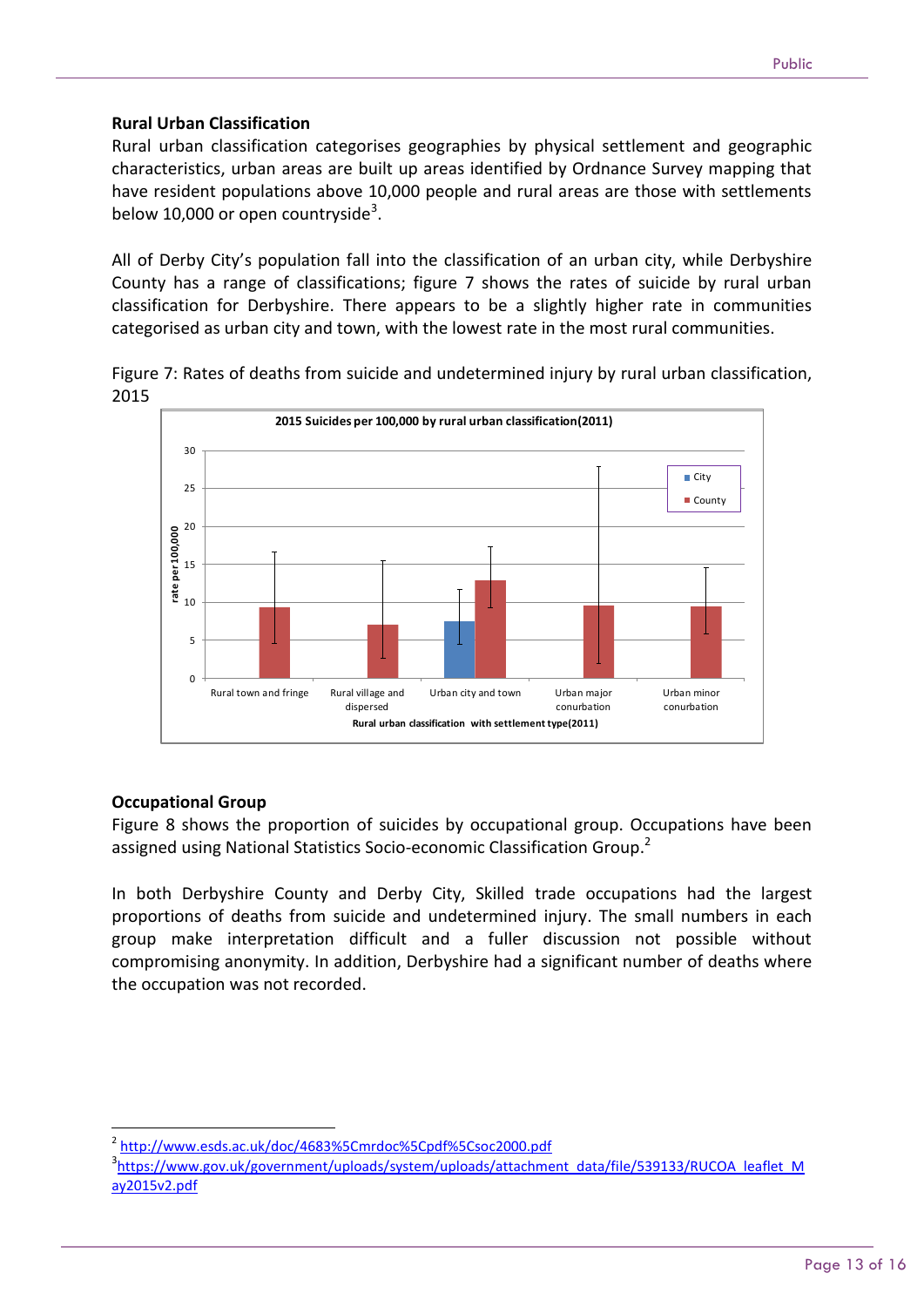### Rural Urban Classification

Rural urban classification categorises geographies by physical settlement and geographic characteristics, urban areas are built up areas identified by Ordnance Survey mapping that have resident populations above 10,000 people and rural areas are those with settlements below 10,000 or open countryside[3].

All of Derby City's population fall into the classification of an urban city, while Derbyshire County has a range of classifications; figure 7 shows the rates of suicide by rural urban classification for Derbyshire. There appears to be a slightly higher rate in communities categorised as urban city and town, with the lowest rate in the most rural communities.

Figure 7: Rates of deaths from suicide and undetermined injury by rural urban classification, 2015

### Occupational Group

Figure 8 shows the proportion of suicides by occupational group. Occupations have been assigned using National Statistics Socio-economic Classification Group.[2]

In both Derbyshire County and Derby City, Skilled trade occupations had the largest proportions of deaths from suicide and undetermined injury. The small numbers in each group make interpretation difficult and a fuller discussion not possible without compromising anonymity. In addition, Derbyshire had a significant number of deaths where the occupation was not recorded.

---

[2] http://www.esds.ac.uk/doc/4683%5Cmrdoc%5Cpdf%5Csoc2000.pdf

[3] https://www.gov.uk/government/uploads/system/uploads/attachment_data/file/539133/RUCOA_leaflet_May2015v2.pdf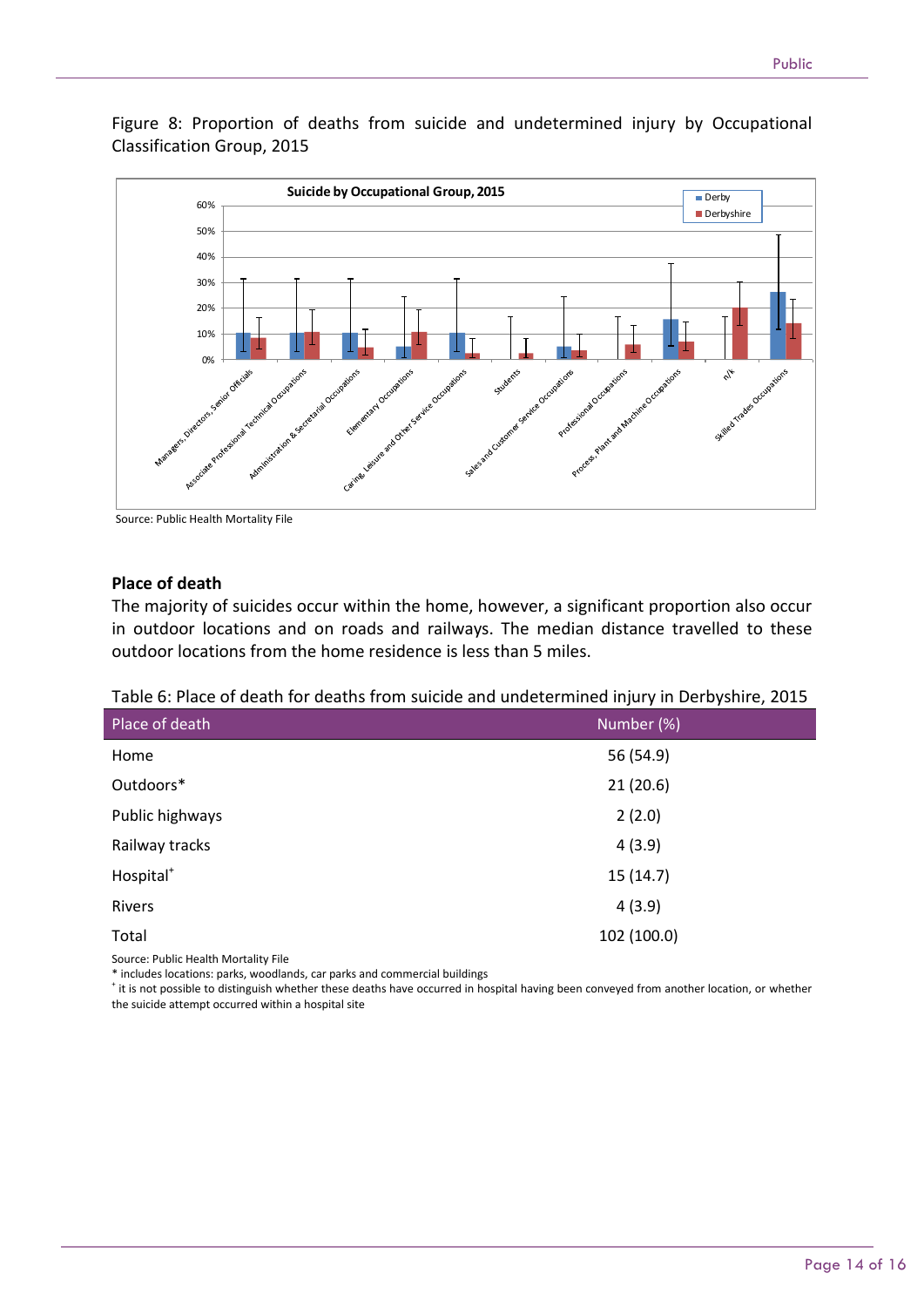Figure 8: Proportion of deaths from suicide and undetermined injury by Occupational Classification Group, 2015

Source: Public Health Mortality File

**Place of death**

The majority of suicides occur within the home, however, a significant proportion also occur in outdoor locations and on roads and railways. The median distance travelled to these outdoor locations from the home residence is less than 5 miles.

Table 6: Place of death for deaths from suicide and undetermined injury in Derbyshire, 2015

| Place of death | Number (%) |
|---|---|
| Home | 56 (54.9) |
| Outdoors* | 21 (20.6) |
| Public highways | 2 (2.0) |
| Railway tracks | 4 (3.9) |
| Hospital+ | 15 (14.7) |
| Rivers | 4 (3.9) |
| Total | 102 (100.0) |

Source: Public Health Mortality File

* includes locations: parks, woodlands, car parks and commercial buildings

+ it is not possible to distinguish whether these deaths have occurred in hospital having been conveyed from another location, or whether the suicide attempt occurred within a hospital site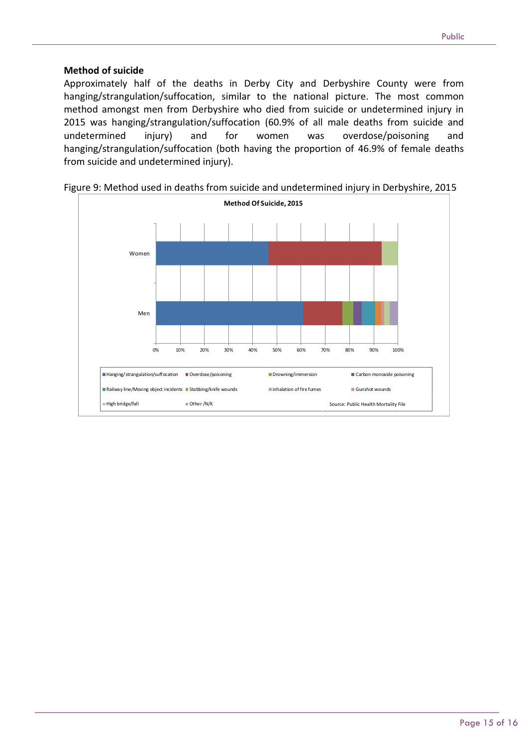**Method of suicide**

Approximately half of the deaths in Derby City and Derbyshire County were from hanging/strangulation/suffocation, similar to the national picture. The most common method amongst men from Derbyshire who died from suicide or undetermined injury in 2015 was hanging/strangulation/suffocation (60.9% of all male deaths from suicide and undetermined injury) and for women was overdose/poisoning and hanging/strangulation/suffocation (both having the proportion of 46.9% of female deaths from suicide and undetermined injury).

Figure 9: Method used in deaths from suicide and undetermined injury in Derbyshire, 2015

Method Of Suicide, 2015

Women

Men

0% 10% 20% 30% 40% 50% 60% 70% 80% 90% 100%

Hanging/strangulation/suffocation | Overdose/poisoning | Drowning/immersion | Carbon monoxide poisoning | Railway line/Moving object incidents | Stabbing/knife wounds | inhalation of fire fumes | Gunshot wounds | High bridge/fall | Other /N/K

Source: Public Health Mortality File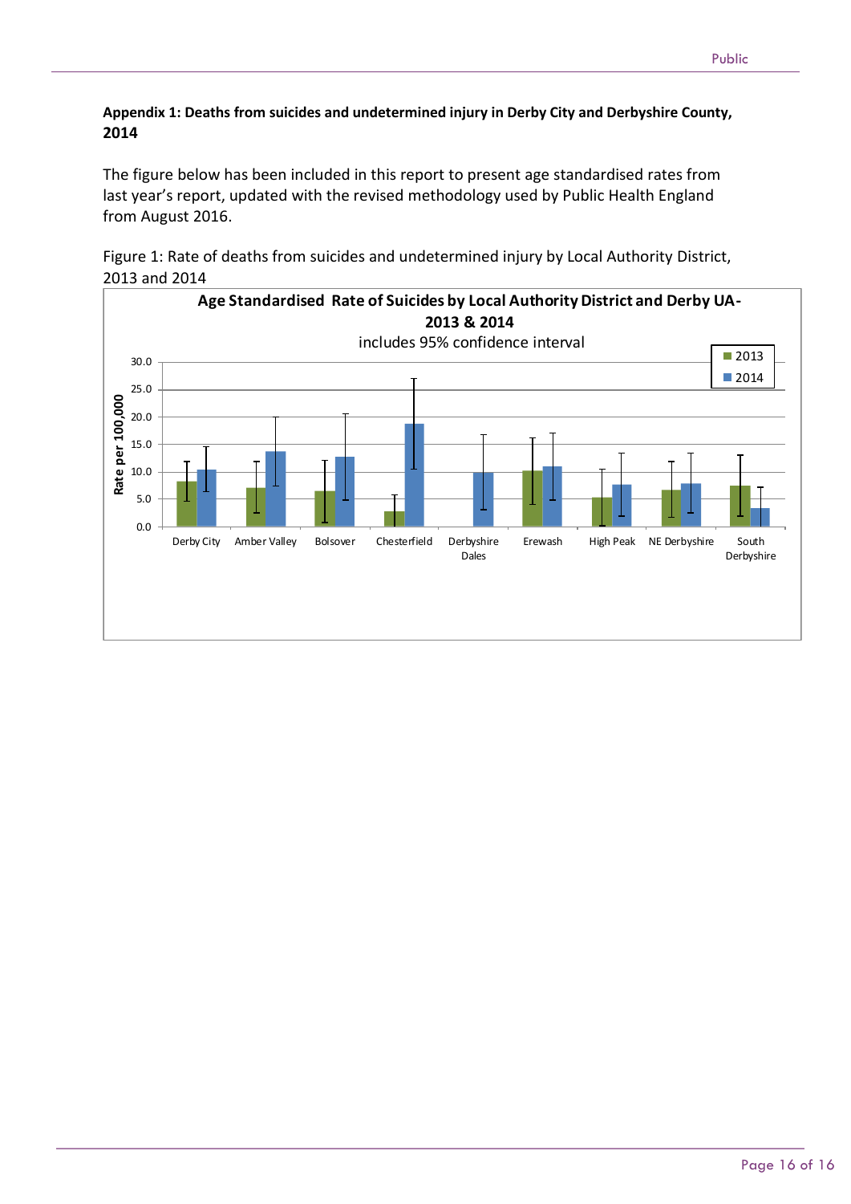**Appendix 1: Deaths from suicides and undetermined injury in Derby City and Derbyshire County, 2014**

The figure below has been included in this report to present age standardised rates from last year's report, updated with the revised methodology used by Public Health England from August 2016.

Figure 1: Rate of deaths from suicides and undetermined injury by Local Authority District, 2013 and 2014

**Age Standardised Rate of Suicides by Local Authority District and Derby UA- 2013 & 2014**

includes 95% confidence interval

2013
2014

Rate per 100,000

30.0
25.0
20.0
15.0
10.0
5.0
0.0

Derby City
Amber Valley
Bolsover
Chesterfield
Derbyshire Dales
Erewash
High Peak
NE Derbyshire
South Derbyshire